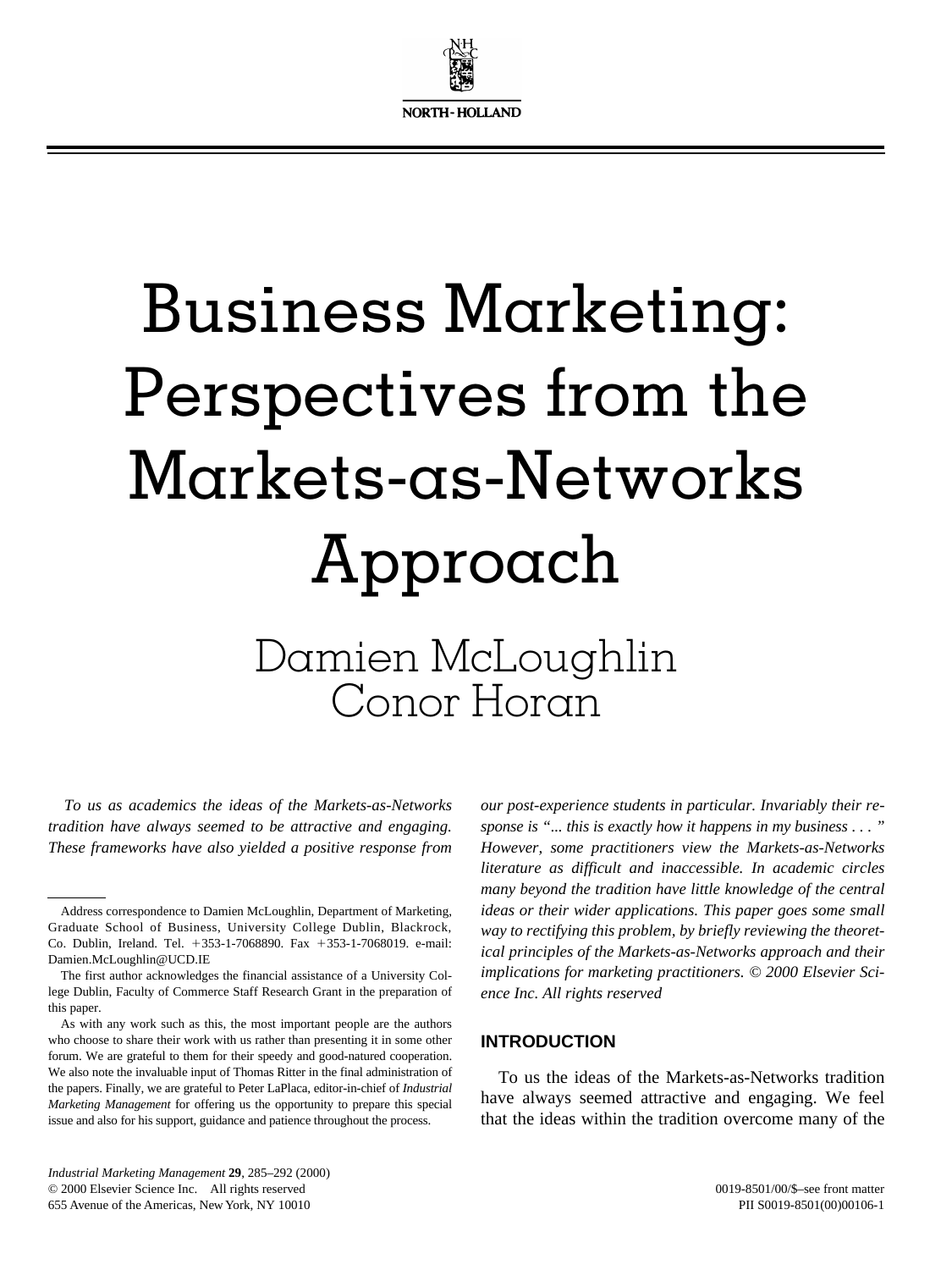# Business Marketing: Perspectives from the Markets-as-Networks Approach

## Damien McLoughlin
## Conor Horan

*To us as academics the ideas of the Markets-as-Networks tradition have always seemed to be attractive and engaging. These frameworks have also yielded a positive response from our post-experience students in particular. Invariably their response is "... this is exactly how it happens in my business . . . " However, some practitioners view the Markets-as-Networks literature as difficult and inaccessible. In academic circles many beyond the tradition have little knowledge of the central ideas or their wider applications. This paper goes some small way to rectifying this problem, by briefly reviewing the theoretical principles of the Markets-as-Networks approach and their implications for marketing practitioners. © 2000 Elsevier Science Inc. All rights reserved*

Address correspondence to Damien McLoughlin, Department of Marketing, Graduate School of Business, University College Dublin, Blackrock, Co. Dublin, Ireland. Tel. +353-1-7068890. Fax +353-1-7068019. e-mail: Damien.McLoughlin@UCD.IE

The first author acknowledges the financial assistance of a University College Dublin, Faculty of Commerce Staff Research Grant in the preparation of this paper.

As with any work such as this, the most important people are the authors who choose to share their work with us rather than presenting it in some other forum. We are grateful to them for their speedy and good-natured cooperation. We also note the invaluable input of Thomas Ritter in the final administration of the papers. Finally, we are grateful to Peter LaPlaca, editor-in-chief of *Industrial Marketing Management* for offering us the opportunity to prepare this special issue and also for his support, guidance and patience throughout the process.

## INTRODUCTION

To us the ideas of the Markets-as-Networks tradition have always seemed attractive and engaging. We feel that the ideas within the tradition overcome many of the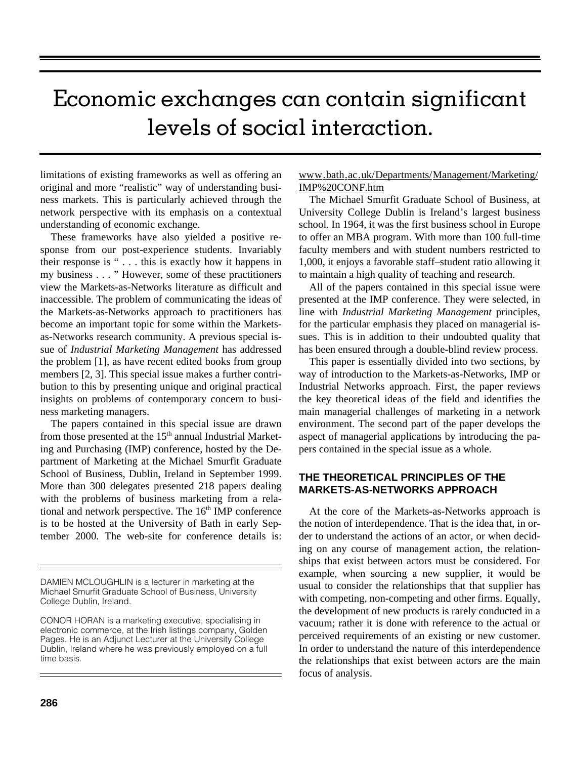> Economic exchanges can contain significant levels of social interaction.

limitations of existing frameworks as well as offering an original and more "realistic" way of understanding business markets. This is particularly achieved through the network perspective with its emphasis on a contextual understanding of economic exchange.

These frameworks have also yielded a positive response from our post-experience students. Invariably their response is " . . . this is exactly how it happens in my business . . . " However, some of these practitioners view the Markets-as-Networks literature as difficult and inaccessible. The problem of communicating the ideas of the Markets-as-Networks approach to practitioners has become an important topic for some within the Markets-as-Networks research community. A previous special issue of *Industrial Marketing Management* has addressed the problem [1], as have recent edited books from group members [2, 3]. This special issue makes a further contribution to this by presenting unique and original practical insights on problems of contemporary concern to business marketing managers.

The papers contained in this special issue are drawn from those presented at the 15th annual Industrial Marketing and Purchasing (IMP) conference, hosted by the Department of Marketing at the Michael Smurfit Graduate School of Business, Dublin, Ireland in September 1999. More than 300 delegates presented 218 papers dealing with the problems of business marketing from a relational and network perspective. The 16th IMP conference is to be hosted at the University of Bath in early September 2000. The web-site for conference details is: www.bath.ac.uk/Departments/Management/Marketing/IMP%20CONF.htm

The Michael Smurfit Graduate School of Business, at University College Dublin is Ireland's largest business school. In 1964, it was the first business school in Europe to offer an MBA program. With more than 100 full-time faculty members and with student numbers restricted to 1,000, it enjoys a favorable staff–student ratio allowing it to maintain a high quality of teaching and research.

All of the papers contained in this special issue were presented at the IMP conference. They were selected, in line with *Industrial Marketing Management* principles, for the particular emphasis they placed on managerial issues. This is in addition to their undoubted quality that has been ensured through a double-blind review process.

This paper is essentially divided into two sections, by way of introduction to the Markets-as-Networks, IMP or Industrial Networks approach. First, the paper reviews the key theoretical ideas of the field and identifies the main managerial challenges of marketing in a network environment. The second part of the paper develops the aspect of managerial applications by introducing the papers contained in the special issue as a whole.

## THE THEORETICAL PRINCIPLES OF THE MARKETS-AS-NETWORKS APPROACH

At the core of the Markets-as-Networks approach is the notion of interdependence. That is the idea that, in order to understand the actions of an actor, or when deciding on any course of management action, the relationships that exist between actors must be considered. For example, when sourcing a new supplier, it would be usual to consider the relationships that that supplier has with competing, non-competing and other firms. Equally, the development of new products is rarely conducted in a vacuum; rather it is done with reference to the actual or perceived requirements of an existing or new customer. In order to understand the nature of this interdependence the relationships that exist between actors are the main focus of analysis.

---

DAMIEN MCLOUGHLIN is a lecturer in marketing at the Michael Smurfit Graduate School of Business, University College Dublin, Ireland.

CONOR HORAN is a marketing executive, specialising in electronic commerce, at the Irish listings company, Golden Pages. He is an Adjunct Lecturer at the University College Dublin, Ireland where he was previously employed on a full time basis.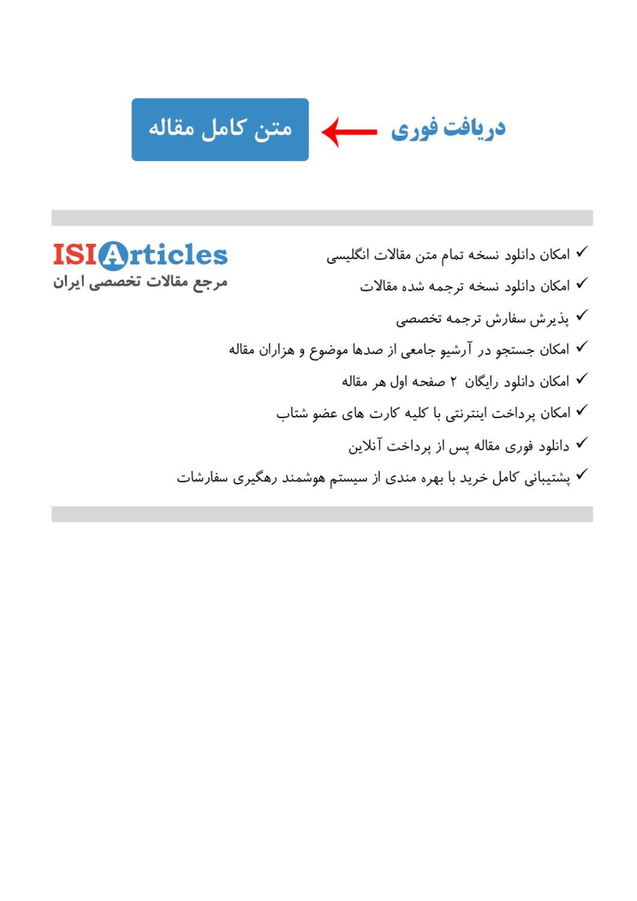دریافت فوری ← متن کامل مقاله

ISIArticles
مرجع مقالات تخصصی ایران

- ✓ امکان دانلود نسخه تمام متن مقالات انگلیسی
- ✓ امکان دانلود نسخه ترجمه شده مقالات
- ✓ پذیرش سفارش ترجمه تخصصی
- ✓ امکان جستجو در آرشیو جامعی از صدها موضوع و هزاران مقاله
- ✓ امکان دانلود رایگان ۲ صفحه اول هر مقاله
- ✓ امکان پرداخت اینترنتی با کلیه کارت های عضو شتاب
- ✓ دانلود فوری مقاله پس از پرداخت آنلاین
- ✓ پشتیبانی کامل خرید با بهره مندی از سیستم هوشمند رهگیری سفارشات